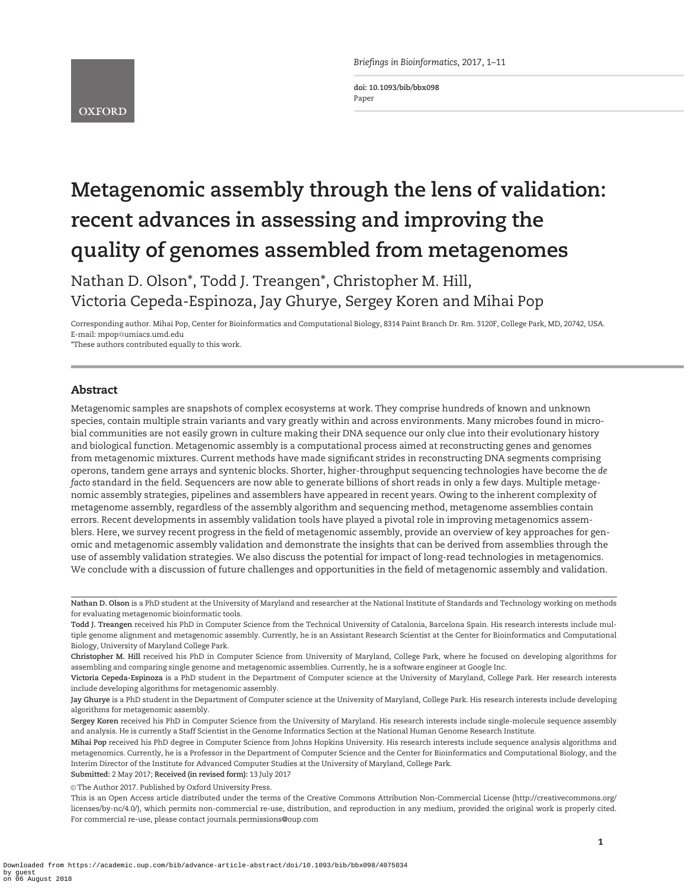doi: 10.1093/bib/bbx098
Paper

# Metagenomic assembly through the lens of validation: recent advances in assessing and improving the quality of genomes assembled from metagenomes

Nathan D. Olson*, Todd J. Treangen*, Christopher M. Hill, Victoria Cepeda-Espinoza, Jay Ghurye, Sergey Koren and Mihai Pop

Corresponding author. Mihai Pop, Center for Bioinformatics and Computational Biology, 8314 Paint Branch Dr. Rm. 3120F, College Park, MD, 20742, USA. E-mail: mpop@umiacs.umd.edu

*These authors contributed equally to this work.

## Abstract

Metagenomic samples are snapshots of complex ecosystems at work. They comprise hundreds of known and unknown species, contain multiple strain variants and vary greatly within and across environments. Many microbes found in microbial communities are not easily grown in culture making their DNA sequence our only clue into their evolutionary history and biological function. Metagenomic assembly is a computational process aimed at reconstructing genes and genomes from metagenomic mixtures. Current methods have made significant strides in reconstructing DNA segments comprising operons, tandem gene arrays and syntenic blocks. Shorter, higher-throughput sequencing technologies have become the *de facto* standard in the field. Sequencers are now able to generate billions of short reads in only a few days. Multiple metagenomic assembly strategies, pipelines and assemblers have appeared in recent years. Owing to the inherent complexity of metagenome assembly, regardless of the assembly algorithm and sequencing method, metagenome assemblies contain errors. Recent developments in assembly validation tools have played a pivotal role in improving metagenomics assemblers. Here, we survey recent progress in the field of metagenomic assembly, provide an overview of key approaches for genomic and metagenomic assembly validation and demonstrate the insights that can be derived from assemblies through the use of assembly validation strategies. We also discuss the potential for impact of long-read technologies in metagenomics. We conclude with a discussion of future challenges and opportunities in the field of metagenomic assembly and validation.

**Nathan D. Olson** is a PhD student at the University of Maryland and researcher at the National Institute of Standards and Technology working on methods for evaluating metagenomic bioinformatic tools.

**Todd J. Treangen** received his PhD in Computer Science from the Technical University of Catalonia, Barcelona Spain. His research interests include multiple genome alignment and metagenomic assembly. Currently, he is an Assistant Research Scientist at the Center for Bioinformatics and Computational Biology, University of Maryland College Park.

**Christopher M. Hill** received his PhD in Computer Science from University of Maryland, College Park, where he focused on developing algorithms for assembling and comparing single genome and metagenomic assemblies. Currently, he is a software engineer at Google Inc.

**Victoria Cepeda-Espinoza** is a PhD student in the Department of Computer science at the University of Maryland, College Park. Her research interests include developing algorithms for metagenomic assembly.

**Jay Ghurye** is a PhD student in the Department of Computer science at the University of Maryland, College Park. His research interests include developing algorithms for metagenomic assembly.

**Sergey Koren** received his PhD in Computer Science from the University of Maryland. His research interests include single-molecule sequence assembly and analysis. He is currently a Staff Scientist in the Genome Informatics Section at the National Human Genome Research Institute.

**Mihai Pop** received his PhD degree in Computer Science from Johns Hopkins University. His research interests include sequence analysis algorithms and metagenomics. Currently, he is a Professor in the Department of Computer Science and the Center for Bioinformatics and Computational Biology, and the Interim Director of the Institute for Advanced Computer Studies at the University of Maryland, College Park.

**Submitted:** 2 May 2017; **Received (in revised form):** 13 July 2017

© The Author 2017. Published by Oxford University Press.

This is an Open Access article distributed under the terms of the Creative Commons Attribution Non-Commercial License (http://creativecommons.org/licenses/by-nc/4.0/), which permits non-commercial re-use, distribution, and reproduction in any medium, provided the original work is properly cited. For commercial re-use, please contact journals.permissions@oup.com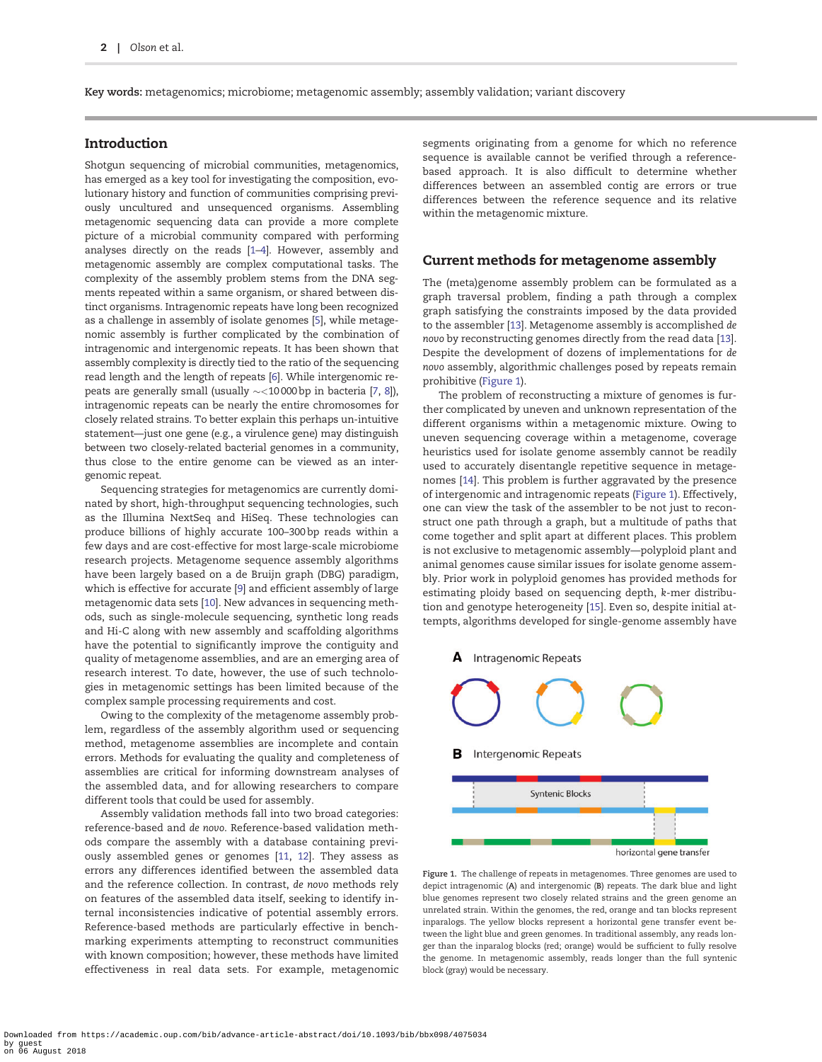**Key words:** metagenomics; microbiome; metagenomic assembly; assembly validation; variant discovery

## Introduction

Shotgun sequencing of microbial communities, metagenomics, has emerged as a key tool for investigating the composition, evolutionary history and function of communities comprising previously uncultured and unsequenced organisms. Assembling metagenomic sequencing data can provide a more complete picture of a microbial community compared with performing analyses directly on the reads [1–4]. However, assembly and metagenomic assembly are complex computational tasks. The complexity of the assembly problem stems from the DNA segments repeated within a same organism, or shared between distinct organisms. Intragenomic repeats have long been recognized as a challenge in assembly of isolate genomes [5], while metagenomic assembly is further complicated by the combination of intragenomic and intergenomic repeats. It has been shown that assembly complexity is directly tied to the ratio of the sequencing read length and the length of repeats [6]. While intergenomic repeats are generally small (usually ∼<10 000 bp in bacteria [7, 8]), intragenomic repeats can be nearly the entire chromosomes for closely related strains. To better explain this perhaps un-intuitive statement—just one gene (e.g., a virulence gene) may distinguish between two closely-related bacterial genomes in a community, thus close to the entire genome can be viewed as an intergenomic repeat.

Sequencing strategies for metagenomics are currently dominated by short, high-throughput sequencing technologies, such as the Illumina NextSeq and HiSeq. These technologies can produce billions of highly accurate 100–300 bp reads within a few days and are cost-effective for most large-scale microbiome research projects. Metagenome sequence assembly algorithms have been largely based on a de Bruijn graph (DBG) paradigm, which is effective for accurate [9] and efficient assembly of large metagenomic data sets [10]. New advances in sequencing methods, such as single-molecule sequencing, synthetic long reads and Hi-C along with new assembly and scaffolding algorithms have the potential to significantly improve the contiguity and quality of metagenome assemblies, and are an emerging area of research interest. To date, however, the use of such technologies in metagenomic settings has been limited because of the complex sample processing requirements and cost.

Owing to the complexity of the metagenome assembly problem, regardless of the assembly algorithm used or sequencing method, metagenome assemblies are incomplete and contain errors. Methods for evaluating the quality and completeness of assemblies are critical for informing downstream analyses of the assembled data, and for allowing researchers to compare different tools that could be used for assembly.

Assembly validation methods fall into two broad categories: reference-based and *de novo*. Reference-based validation methods compare the assembly with a database containing previously assembled genes or genomes [11, 12]. They assess as errors any differences identified between the assembled data and the reference collection. In contrast, *de novo* methods rely on features of the assembled data itself, seeking to identify internal inconsistencies indicative of potential assembly errors. Reference-based methods are particularly effective in benchmarking experiments attempting to reconstruct communities with known composition; however, these methods have limited effectiveness in real data sets. For example, metagenomic segments originating from a genome for which no reference sequence is available cannot be verified through a reference-based approach. It is also difficult to determine whether differences between an assembled contig are errors or true differences between the reference sequence and its relative within the metagenomic mixture.

## Current methods for metagenome assembly

The (meta)genome assembly problem can be formulated as a graph traversal problem, finding a path through a complex graph satisfying the constraints imposed by the data provided to the assembler [13]. Metagenome assembly is accomplished *de novo* by reconstructing genomes directly from the read data [13]. Despite the development of dozens of implementations for *de novo* assembly, algorithmic challenges posed by repeats remain prohibitive (Figure 1).

The problem of reconstructing a mixture of genomes is further complicated by uneven and unknown representation of the different organisms within a metagenomic mixture. Owing to uneven sequencing coverage within a metagenome, coverage heuristics used for isolate genome assembly cannot be readily used to accurately disentangle repetitive sequence in metagenomes [14]. This problem is further aggravated by the presence of intergenomic and intragenomic repeats (Figure 1). Effectively, one can view the task of the assembler to be not just to reconstruct one path through a graph, but a multitude of paths that come together and split apart at different places. This problem is not exclusive to metagenomic assembly—polyploid plant and animal genomes cause similar issues for isolate genome assembly. Prior work in polyploid genomes has provided methods for estimating ploidy based on sequencing depth, *k*-mer distribution and genotype heterogeneity [15]. Even so, despite initial attempts, algorithms developed for single-genome assembly have

**A** Intragenomic Repeats

**B** Intergenomic Repeats

Syntenic Blocks

horizontal gene transfer

Figure 1. The challenge of repeats in metagenomes. Three genomes are used to depict intragenomic (A) and intergenomic (B) repeats. The dark blue and light blue genomes represent two closely related strains and the green genome an unrelated strain. Within the genomes, the red, orange and tan blocks represent inparalogs. The yellow blocks represent a horizontal gene transfer event between the light blue and green genomes. In traditional assembly, any reads longer than the inparalog blocks (red; orange) would be sufficient to fully resolve the genome. In metagenomic assembly, reads longer than the full syntenic block (gray) would be necessary.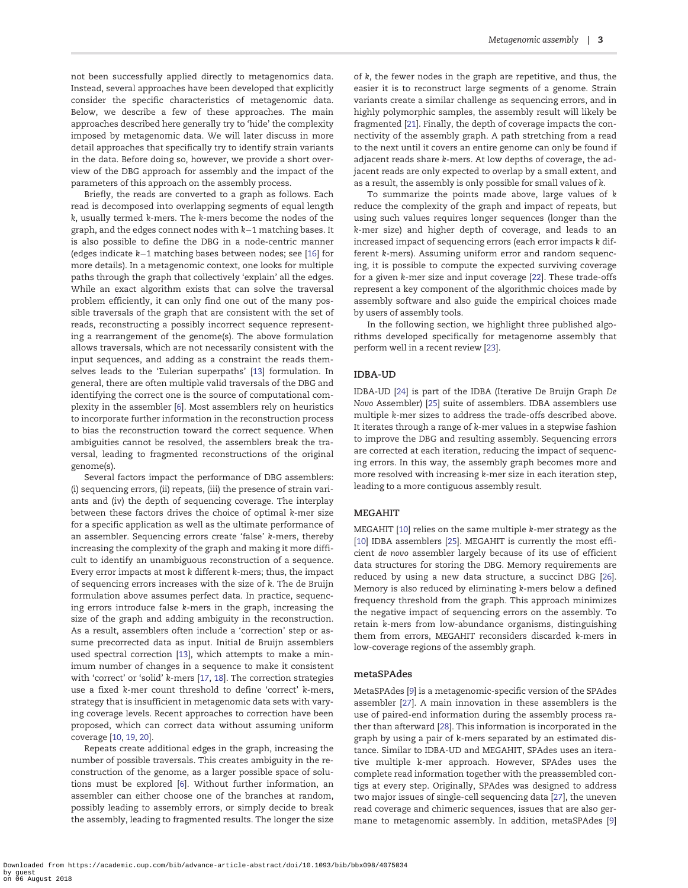not been successfully applied directly to metagenomics data. Instead, several approaches have been developed that explicitly consider the specific characteristics of metagenomic data. Below, we describe a few of these approaches. The main approaches described here generally try to 'hide' the complexity imposed by metagenomic data. We will later discuss in more detail approaches that specifically try to identify strain variants in the data. Before doing so, however, we provide a short overview of the DBG approach for assembly and the impact of the parameters of this approach on the assembly process.

Briefly, the reads are converted to a graph as follows. Each read is decomposed into overlapping segments of equal length $k$, usually termed $k$-mers. The $k$-mers become the nodes of the graph, and the edges connect nodes with $k-1$ matching bases. It is also possible to define the DBG in a node-centric manner (edges indicate $k-1$ matching bases between nodes; see [16] for more details). In a metagenomic context, one looks for multiple paths through the graph that collectively 'explain' all the edges. While an exact algorithm exists that can solve the traversal problem efficiently, it can only find one out of the many possible traversals of the graph that are consistent with the set of reads, reconstructing a possibly incorrect sequence representing a rearrangement of the genome(s). The above formulation allows traversals, which are not necessarily consistent with the input sequences, and adding as a constraint the reads themselves leads to the 'Eulerian superpaths' [13] formulation. In general, there are often multiple valid traversals of the DBG and identifying the correct one is the source of computational complexity in the assembler [6]. Most assemblers rely on heuristics to incorporate further information in the reconstruction process to bias the reconstruction toward the correct sequence. When ambiguities cannot be resolved, the assemblers break the traversal, leading to fragmented reconstructions of the original genome(s).

Several factors impact the performance of DBG assemblers: (i) sequencing errors, (ii) repeats, (iii) the presence of strain variants and (iv) the depth of sequencing coverage. The interplay between these factors drives the choice of optimal $k$-mer size for a specific application as well as the ultimate performance of an assembler. Sequencing errors create 'false' $k$-mers, thereby increasing the complexity of the graph and making it more difficult to identify an unambiguous reconstruction of a sequence. Every error impacts at most $k$ different $k$-mers; thus, the impact of sequencing errors increases with the size of $k$. The de Bruijn formulation above assumes perfect data. In practice, sequencing errors introduce false $k$-mers in the graph, increasing the size of the graph and adding ambiguity in the reconstruction. As a result, assemblers often include a 'correction' step or assume precorrected data as input. Initial de Bruijn assemblers used spectral correction [13], which attempts to make a minimum number of changes in a sequence to make it consistent with 'correct' or 'solid' $k$-mers [17, 18]. The correction strategies use a fixed $k$-mer count threshold to define 'correct' $k$-mers, strategy that is insufficient in metagenomic data sets with varying coverage levels. Recent approaches to correction have been proposed, which can correct data without assuming uniform coverage [10, 19, 20].

Repeats create additional edges in the graph, increasing the number of possible traversals. This creates ambiguity in the reconstruction of the genome, as a larger possible space of solutions must be explored [6]. Without further information, an assembler can either choose one of the branches at random, possibly leading to assembly errors, or simply decide to break the assembly, leading to fragmented results. The longer the size of $k$, the fewer nodes in the graph are repetitive, and thus, the easier it is to reconstruct large segments of a genome. Strain variants create a similar challenge as sequencing errors, and in highly polymorphic samples, the assembly result will likely be fragmented [21]. Finally, the depth of coverage impacts the connectivity of the assembly graph. A path stretching from a read to the next until it covers an entire genome can only be found if adjacent reads share $k$-mers. At low depths of coverage, the adjacent reads are only expected to overlap by a small extent, and as a result, the assembly is only possible for small values of $k$.

To summarize the points made above, large values of $k$ reduce the complexity of the graph and impact of repeats, but using such values requires longer sequences (longer than the $k$-mer size) and higher depth of coverage, and leads to an increased impact of sequencing errors (each error impacts $k$ different $k$-mers). Assuming uniform error and random sequencing, it is possible to compute the expected surviving coverage for a given $k$-mer size and input coverage [22]. These trade-offs represent a key component of the algorithmic choices made by assembly software and also guide the empirical choices made by users of assembly tools.

In the following section, we highlight three published algorithms developed specifically for metagenome assembly that perform well in a recent review [23].

## IDBA-UD

IDBA-UD [24] is part of the IDBA (Iterative De Bruijn Graph *De Novo* Assembler) [25] suite of assemblers. IDBA assemblers use multiple $k$-mer sizes to address the trade-offs described above. It iterates through a range of $k$-mer values in a stepwise fashion to improve the DBG and resulting assembly. Sequencing errors are corrected at each iteration, reducing the impact of sequencing errors. In this way, the assembly graph becomes more and more resolved with increasing $k$-mer size in each iteration step, leading to a more contiguous assembly result.

## MEGAHIT

MEGAHIT [10] relies on the same multiple $k$-mer strategy as the [10] IDBA assemblers [25]. MEGAHIT is currently the most efficient *de novo* assembler largely because of its use of efficient data structures for storing the DBG. Memory requirements are reduced by using a new data structure, a succinct DBG [26]. Memory is also reduced by eliminating $k$-mers below a defined frequency threshold from the graph. This approach minimizes the negative impact of sequencing errors on the assembly. To retain $k$-mers from low-abundance organisms, distinguishing them from errors, MEGAHIT reconsiders discarded $k$-mers in low-coverage regions of the assembly graph.

## metaSPAdes

MetaSPAdes [9] is a metagenomic-specific version of the SPAdes assembler [27]. A main innovation in these assemblers is the use of paired-end information during the assembly process rather than afterward [28]. This information is incorporated in the graph by using a pair of k-mers separated by an estimated distance. Similar to IDBA-UD and MEGAHIT, SPAdes uses an iterative multiple k-mer approach. However, SPAdes uses the complete read information together with the preassembled contigs at every step. Originally, SPAdes was designed to address two major issues of single-cell sequencing data [27], the uneven read coverage and chimeric sequences, issues that are also germane to metagenomic assembly. In addition, metaSPAdes [9]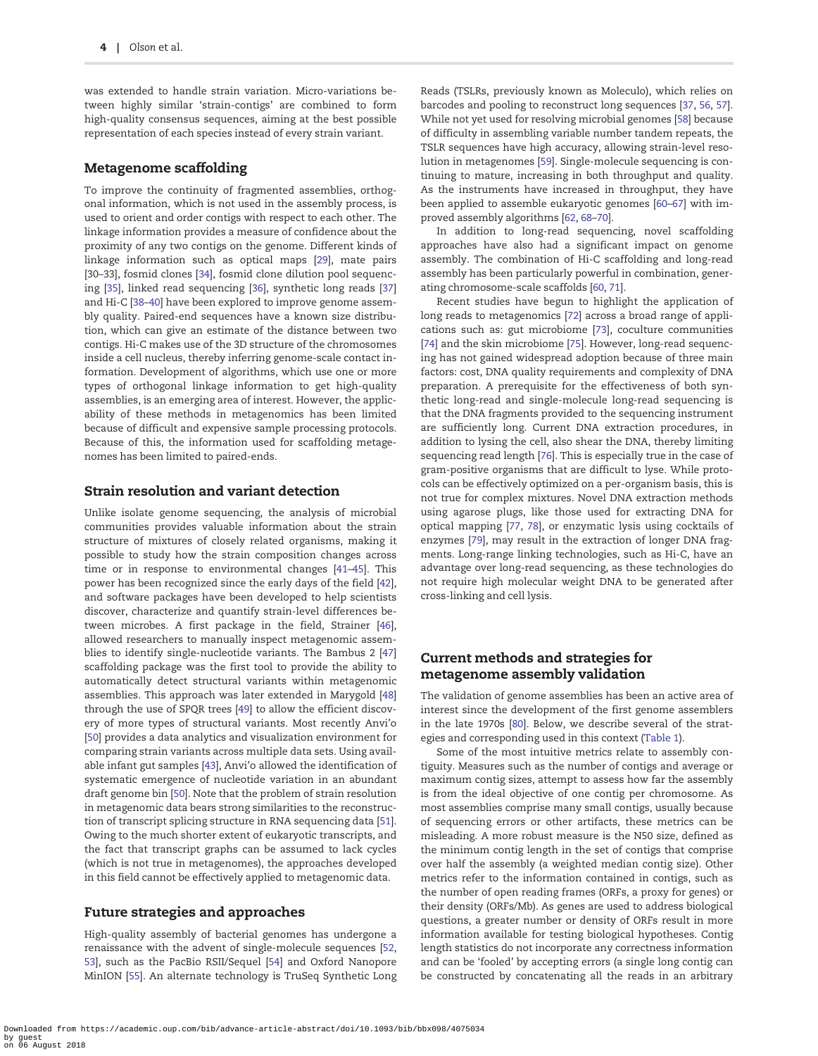was extended to handle strain variation. Micro-variations between highly similar 'strain-contigs' are combined to form high-quality consensus sequences, aiming at the best possible representation of each species instead of every strain variant.

## Metagenome scaffolding

To improve the continuity of fragmented assemblies, orthogonal information, which is not used in the assembly process, is used to orient and order contigs with respect to each other. The linkage information provides a measure of confidence about the proximity of any two contigs on the genome. Different kinds of linkage information such as optical maps [29], mate pairs [30–33], fosmid clones [34], fosmid clone dilution pool sequencing [35], linked read sequencing [36], synthetic long reads [37] and Hi-C [38–40] have been explored to improve genome assembly quality. Paired-end sequences have a known size distribution, which can give an estimate of the distance between two contigs. Hi-C makes use of the 3D structure of the chromosomes inside a cell nucleus, thereby inferring genome-scale contact information. Development of algorithms, which use one or more types of orthogonal linkage information to get high-quality assemblies, is an emerging area of interest. However, the applicability of these methods in metagenomics has been limited because of difficult and expensive sample processing protocols. Because of this, the information used for scaffolding metagenomes has been limited to paired-ends.

## Strain resolution and variant detection

Unlike isolate genome sequencing, the analysis of microbial communities provides valuable information about the strain structure of mixtures of closely related organisms, making it possible to study how the strain composition changes across time or in response to environmental changes [41–45]. This power has been recognized since the early days of the field [42], and software packages have been developed to help scientists discover, characterize and quantify strain-level differences between microbes. A first package in the field, Strainer [46], allowed researchers to manually inspect metagenomic assemblies to identify single-nucleotide variants. The Bambus 2 [47] scaffolding package was the first tool to provide the ability to automatically detect structural variants within metagenomic assemblies. This approach was later extended in Marygold [48] through the use of SPQR trees [49] to allow the efficient discovery of more types of structural variants. Most recently Anvi'o [50] provides a data analytics and visualization environment for comparing strain variants across multiple data sets. Using available infant gut samples [43], Anvi'o allowed the identification of systematic emergence of nucleotide variation in an abundant draft genome bin [50]. Note that the problem of strain resolution in metagenomic data bears strong similarities to the reconstruction of transcript splicing structure in RNA sequencing data [51]. Owing to the much shorter extent of eukaryotic transcripts, and the fact that transcript graphs can be assumed to lack cycles (which is not true in metagenomes), the approaches developed in this field cannot be effectively applied to metagenomic data.

## Future strategies and approaches

High-quality assembly of bacterial genomes has undergone a renaissance with the advent of single-molecule sequences [52, 53], such as the PacBio RSII/Sequel [54] and Oxford Nanopore MinION [55]. An alternate technology is TruSeq Synthetic Long Reads (TSLRs, previously known as Moleculo), which relies on barcodes and pooling to reconstruct long sequences [37, 56, 57]. While not yet used for resolving microbial genomes [58] because of difficulty in assembling variable number tandem repeats, the TSLR sequences have high accuracy, allowing strain-level resolution in metagenomes [59]. Single-molecule sequencing is continuing to mature, increasing in both throughput and quality. As the instruments have increased in throughput, they have been applied to assemble eukaryotic genomes [60–67] with improved assembly algorithms [62, 68–70].

In addition to long-read sequencing, novel scaffolding approaches have also had a significant impact on genome assembly. The combination of Hi-C scaffolding and long-read assembly has been particularly powerful in combination, generating chromosome-scale scaffolds [60, 71].

Recent studies have begun to highlight the application of long reads to metagenomics [72] across a broad range of applications such as: gut microbiome [73], coculture communities [74] and the skin microbiome [75]. However, long-read sequencing has not gained widespread adoption because of three main factors: cost, DNA quality requirements and complexity of DNA preparation. A prerequisite for the effectiveness of both synthetic long-read and single-molecule long-read sequencing is that the DNA fragments provided to the sequencing instrument are sufficiently long. Current DNA extraction procedures, in addition to lysing the cell, also shear the DNA, thereby limiting sequencing read length [76]. This is especially true in the case of gram-positive organisms that are difficult to lyse. While protocols can be effectively optimized on a per-organism basis, this is not true for complex mixtures. Novel DNA extraction methods using agarose plugs, like those used for extracting DNA for optical mapping [77, 78], or enzymatic lysis using cocktails of enzymes [79], may result in the extraction of longer DNA fragments. Long-range linking technologies, such as Hi-C, have an advantage over long-read sequencing, as these technologies do not require high molecular weight DNA to be generated after cross-linking and cell lysis.

## Current methods and strategies for metagenome assembly validation

The validation of genome assemblies has been an active area of interest since the development of the first genome assemblers in the late 1970s [80]. Below, we describe several of the strategies and corresponding used in this context (Table 1).

Some of the most intuitive metrics relate to assembly contiguity. Measures such as the number of contigs and average or maximum contig sizes, attempt to assess how far the assembly is from the ideal objective of one contig per chromosome. As most assemblies comprise many small contigs, usually because of sequencing errors or other artifacts, these metrics can be misleading. A more robust measure is the N50 size, defined as the minimum contig length in the set of contigs that comprise over half the assembly (a weighted median contig size). Other metrics refer to the information contained in contigs, such as the number of open reading frames (ORFs, a proxy for genes) or their density (ORFs/Mb). As genes are used to address biological questions, a greater number or density of ORFs result in more information available for testing biological hypotheses. Contig length statistics do not incorporate any correctness information and can be 'fooled' by accepting errors (a single long contig can be constructed by concatenating all the reads in an arbitrary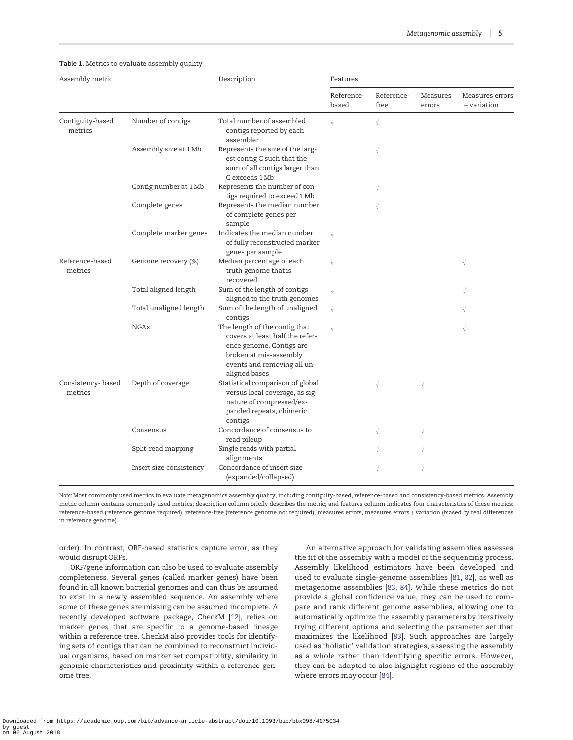**Table 1.** Metrics to evaluate assembly quality

| Assembly metric | | Description | Features | | | |
|---|---|---|---|---|---|---|
| | | | Reference-based | Reference-free | Measures errors | Measures errors + variation |
| Contiguity-based metrics | Number of contigs | Total number of assembled contigs reported by each assembler | √ | √ | | |
| | Assembly size at 1 Mb | Represents the size of the largest contig C such that the sum of all contigs larger than C exceeds 1 Mb | | √ | | |
| | Contig number at 1 Mb | Represents the number of contigs required to exceed 1 Mb | | √ | | |
| | Complete genes | Represents the median number of complete genes per sample | | √ | | |
| | Complete marker genes | Indicates the median number of fully reconstructed marker genes per sample | √ | | | |
| Reference-based metrics | Genome recovery (%) | Median percentage of each truth genome that is recovered | √ | | | √ |
| | Total aligned length | Sum of the length of contigs aligned to the truth genomes | √ | | | √ |
| | Total unaligned length | Sum of the length of unaligned contigs | √ | | | √ |
| | NGAx | The length of the contig that covers at least half the reference genome. Contigs are broken at mis-assembly events and removing all unaligned bases | √ | | | √ |
| Consistency- based metrics | Depth of coverage | Statistical comparison of global versus local coverage, as signature of compressed/expanded repeats, chimeric contigs | | √ | √ | |
| | Consensus | Concordance of consensus to read pileup | | √ | √ | |
| | Split-read mapping | Single reads with partial alignments | | √ | √ | |
| | Insert size consistency | Concordance of insert size (expanded/collapsed) | | √ | √ | |

*Note:* Most commonly used metrics to evaluate metagenomics assembly quality, including contiguity-based, reference-based and consistency-based metrics. Assembly metric column contains commonly used metrics; description column briefly describes the metric; and features column indicates four characteristics of these metrics: reference-based (reference genome required), reference-free (reference genome not required), measures errors, measures errors + variation (biased by real differences in reference genome).

order). In contrast, ORF-based statistics capture error, as they would disrupt ORFs.

ORF/gene information can also be used to evaluate assembly completeness. Several genes (called marker genes) have been found in all known bacterial genomes and can thus be assumed to exist in a newly assembled sequence. An assembly where some of these genes are missing can be assumed incomplete. A recently developed software package, CheckM [12], relies on marker genes that are specific to a genome-based lineage within a reference tree. CheckM also provides tools for identifying sets of contigs that can be combined to reconstruct individual organisms, based on marker set compatibility, similarity in genomic characteristics and proximity within a reference genome tree.

An alternative approach for validating assemblies assesses the fit of the assembly with a model of the sequencing process. Assembly likelihood estimators have been developed and used to evaluate single-genome assemblies [81, 82], as well as metagenome assemblies [83, 84]. While these metrics do not provide a global confidence value, they can be used to compare and rank different genome assemblies, allowing one to automatically optimize the assembly parameters by iteratively trying different options and selecting the parameter set that maximizes the likelihood [83]. Such approaches are largely used as 'holistic' validation strategies, assessing the assembly as a whole rather than identifying specific errors. However, they can be adapted to also highlight regions of the assembly where errors may occur [84].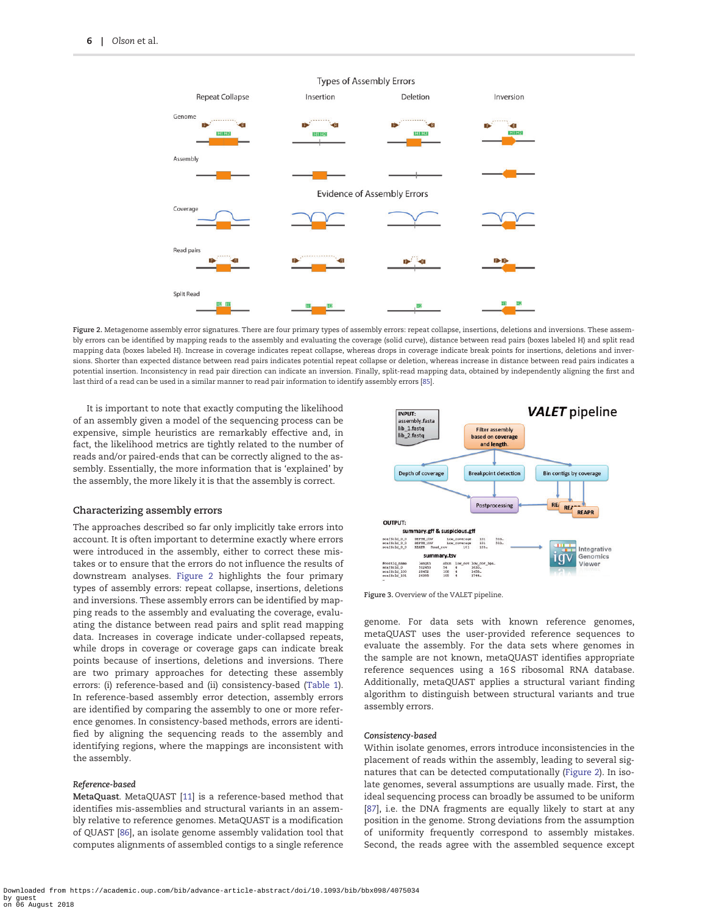Figure 2. Metagenome assembly error signatures. There are four primary types of assembly errors: repeat collapse, insertions, deletions and inversions. These assembly errors can be identified by mapping reads to the assembly and evaluating the coverage (solid curve), distance between read pairs (boxes labeled H) and split read mapping data (boxes labeled H). Increase in coverage indicates repeat collapse, whereas drops in coverage indicate break points for insertions, deletions and inversions. Shorter than expected distance between read pairs indicates potential repeat collapse or deletion, whereas increase in distance between read pairs indicates a potential insertion. Inconsistency in read pair direction can indicate an inversion. Finally, split-read mapping data, obtained by independently aligning the first and last third of a read can be used in a similar manner to read pair information to identify assembly errors [85].

It is important to note that exactly computing the likelihood of an assembly given a model of the sequencing process can be expensive, simple heuristics are remarkably effective and, in fact, the likelihood metrics are tightly related to the number of reads and/or paired-ends that can be correctly aligned to the assembly. Essentially, the more information that is 'explained' by the assembly, the more likely it is that the assembly is correct.

## Characterizing assembly errors

The approaches described so far only implicitly take errors into account. It is often important to determine exactly where errors were introduced in the assembly, either to correct these mistakes or to ensure that the errors do not influence the results of downstream analyses. Figure 2 highlights the four primary types of assembly errors: repeat collapse, insertions, deletions and inversions. These assembly errors can be identified by mapping reads to the assembly and evaluating the coverage, evaluating the distance between read pairs and split read mapping data. Increases in coverage indicate under-collapsed repeats, while drops in coverage or coverage gaps can indicate break points because of insertions, deletions and inversions. There are two primary approaches for detecting these assembly errors: (i) reference-based and (ii) consistency-based (Table 1). In reference-based assembly error detection, assembly errors are identified by comparing the assembly to one or more reference genomes. In consistency-based methods, errors are identified by aligning the sequencing reads to the assembly and identifying regions, where the mappings are inconsistent with the assembly.

### *Reference-based*

**MetaQuast**. MetaQUAST [11] is a reference-based method that identifies mis-assemblies and structural variants in an assembly relative to reference genomes. MetaQUAST is a modification of QUAST [86], an isolate genome assembly validation tool that computes alignments of assembled contigs to a single reference genome. For data sets with known reference genomes, metaQUAST uses the user-provided reference sequences to evaluate the assembly. For the data sets where genomes in the sample are not known, metaQUAST identifies appropriate reference sequences using a 16S ribosomal RNA database. Additionally, metaQUAST applies a structural variant finding algorithm to distinguish between structural variants and true assembly errors.

Figure 3. Overview of the VALET pipeline.

### *Consistency-based*

Within isolate genomes, errors introduce inconsistencies in the placement of reads within the assembly, leading to several signatures that can be detected computationally (Figure 2). In isolate genomes, several assumptions are usually made. First, the ideal sequencing process can broadly be assumed to be uniform [87], i.e. the DNA fragments are equally likely to start at any position in the genome. Strong deviations from the assumption of uniformity frequently correspond to assembly mistakes. Second, the reads agree with the assembled sequence except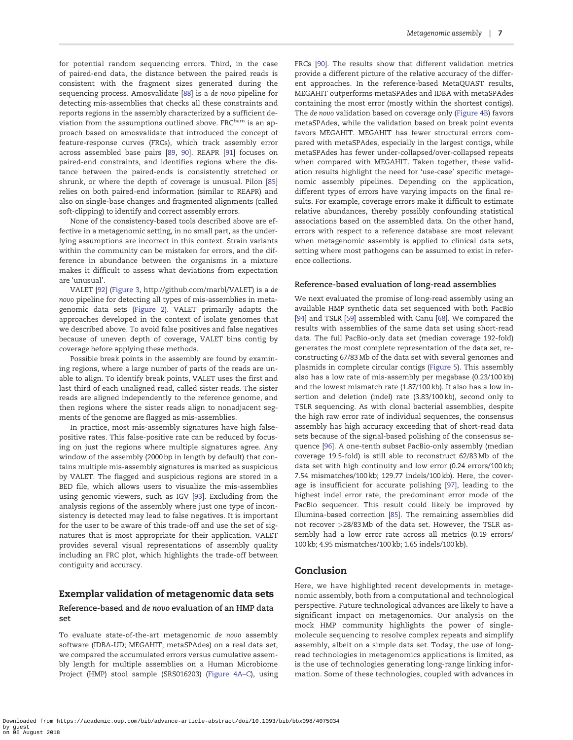for potential random sequencing errors. Third, in the case of paired-end data, the distance between the paired reads is consistent with the fragment sizes generated during the sequencing process. Amosvalidate [88] is a *de novo* pipeline for detecting mis-assemblies that checks all these constraints and reports regions in the assembly characterized by a sufficient deviation from the assumptions outlined above. FRC$^{bam}$ is an approach based on amosvalidate that introduced the concept of feature-response curves (FRCs), which track assembly error across assembled base pairs [89, 90]. REAPR [91] focuses on paired-end constraints, and identifies regions where the distance between the paired-ends is consistently stretched or shrunk, or where the depth of coverage is unusual. Pilon [85] relies on both paired-end information (similar to REAPR) and also on single-base changes and fragmented alignments (called soft-clipping) to identify and correct assembly errors.

None of the consistency-based tools described above are effective in a metagenomic setting, in no small part, as the underlying assumptions are incorrect in this context. Strain variants within the community can be mistaken for errors, and the difference in abundance between the organisms in a mixture makes it difficult to assess what deviations from expectation are 'unusual'.

VALET [92] (Figure 3, http://github.com/marbl/VALET) is a *de novo* pipeline for detecting all types of mis-assemblies in metagenomic data sets (Figure 2). VALET primarily adapts the approaches developed in the context of isolate genomes that we described above. To avoid false positives and false negatives because of uneven depth of coverage, VALET bins contig by coverage before applying these methods.

Possible break points in the assembly are found by examining regions, where a large number of parts of the reads are unable to align. To identify break points, VALET uses the first and last third of each unaligned read, called sister reads. The sister reads are aligned independently to the reference genome, and then regions where the sister reads align to nonadjacent segments of the genome are flagged as mis-assemblies.

In practice, most mis-assembly signatures have high false-positive rates. This false-positive rate can be reduced by focusing on just the regions where multiple signatures agree. Any window of the assembly (2000 bp in length by default) that contains multiple mis-assembly signatures is marked as suspicious by VALET. The flagged and suspicious regions are stored in a BED file, which allows users to visualize the mis-assemblies using genomic viewers, such as IGV [93]. Excluding from the analysis regions of the assembly where just one type of inconsistency is detected may lead to false negatives. It is important for the user to be aware of this trade-off and use the set of signatures that is most appropriate for their application. VALET provides several visual representations of assembly quality including an FRC plot, which highlights the trade-off between contiguity and accuracy.

## Exemplar validation of metagenomic data sets

### Reference-based and *de novo* evaluation of an HMP data set

To evaluate state-of-the-art metagenomic *de novo* assembly software (IDBA-UD; MEGAHIT; metaSPAdes) on a real data set, we compared the accumulated errors versus cumulative assembly length for multiple assemblies on a Human Microbiome Project (HMP) stool sample (SRS016203) (Figure 4A–C), using FRCs [90]. The results show that different validation metrics provide a different picture of the relative accuracy of the different approaches. In the reference-based MetaQUAST results, MEGAHIT outperforms metaSPAdes and IDBA with metaSPAdes containing the most error (mostly within the shortest contigs). The *de novo* validation based on coverage only (Figure 4B) favors metaSPAdes, while the validation based on break point events favors MEGAHIT. MEGAHIT has fewer structural errors compared with metaSPAdes, especially in the largest contigs, while metaSPAdes has fewer under-collapsed/over-collapsed repeats when compared with MEGAHIT. Taken together, these validation results highlight the need for 'use-case' specific metagenomic assembly pipelines. Depending on the application, different types of errors have varying impacts on the final results. For example, coverage errors make it difficult to estimate relative abundances, thereby possibly confounding statistical associations based on the assembled data. On the other hand, errors with respect to a reference database are most relevant when metagenomic assembly is applied to clinical data sets, setting where most pathogens can be assumed to exist in reference collections.

### Reference-based evaluation of long-read assemblies

We next evaluated the promise of long-read assembly using an available HMP synthetic data set sequenced with both PacBio [94] and TSLR [59] assembled with Canu [68]. We compared the results with assemblies of the same data set using short-read data. The full PacBio-only data set (median coverage 192-fold) generates the most complete representation of the data set, reconstructing 67/83 Mb of the data set with several genomes and plasmids in complete circular contigs (Figure 5). This assembly also has a low rate of mis-assembly per megabase (0.23/100 kb) and the lowest mismatch rate (1.87/100 kb). It also has a low insertion and deletion (indel) rate (3.83/100 kb), second only to TSLR sequencing. As with clonal bacterial assemblies, despite the high raw error rate of individual sequences, the consensus assembly has high accuracy exceeding that of short-read data sets because of the signal-based polishing of the consensus sequence [96]. A one-tenth subset PacBio-only assembly (median coverage 19.5-fold) is still able to reconstruct 62/83 Mb of the data set with high continuity and low error (0.24 errors/100 kb; 7.54 mismatches/100 kb; 129.77 indels/100 kb). Here, the coverage is insufficient for accurate polishing [97], leading to the highest indel error rate, the predominant error mode of the PacBio sequencer. This result could likely be improved by Illumina-based correction [85]. The remaining assemblies did not recover >28/83 Mb of the data set. However, the TSLR assembly had a low error rate across all metrics (0.19 errors/100 kb; 4.95 mismatches/100 kb; 1.65 indels/100 kb).

## Conclusion

Here, we have highlighted recent developments in metagenomic assembly, both from a computational and technological perspective. Future technological advances are likely to have a significant impact on metagenomics. Our analysis on the mock HMP community highlights the power of single-molecule sequencing to resolve complex repeats and simplify assembly, albeit on a simple data set. Today, the use of long-read technologies in metagenomics applications is limited, as is the use of technologies generating long-range linking information. Some of these technologies, coupled with advances in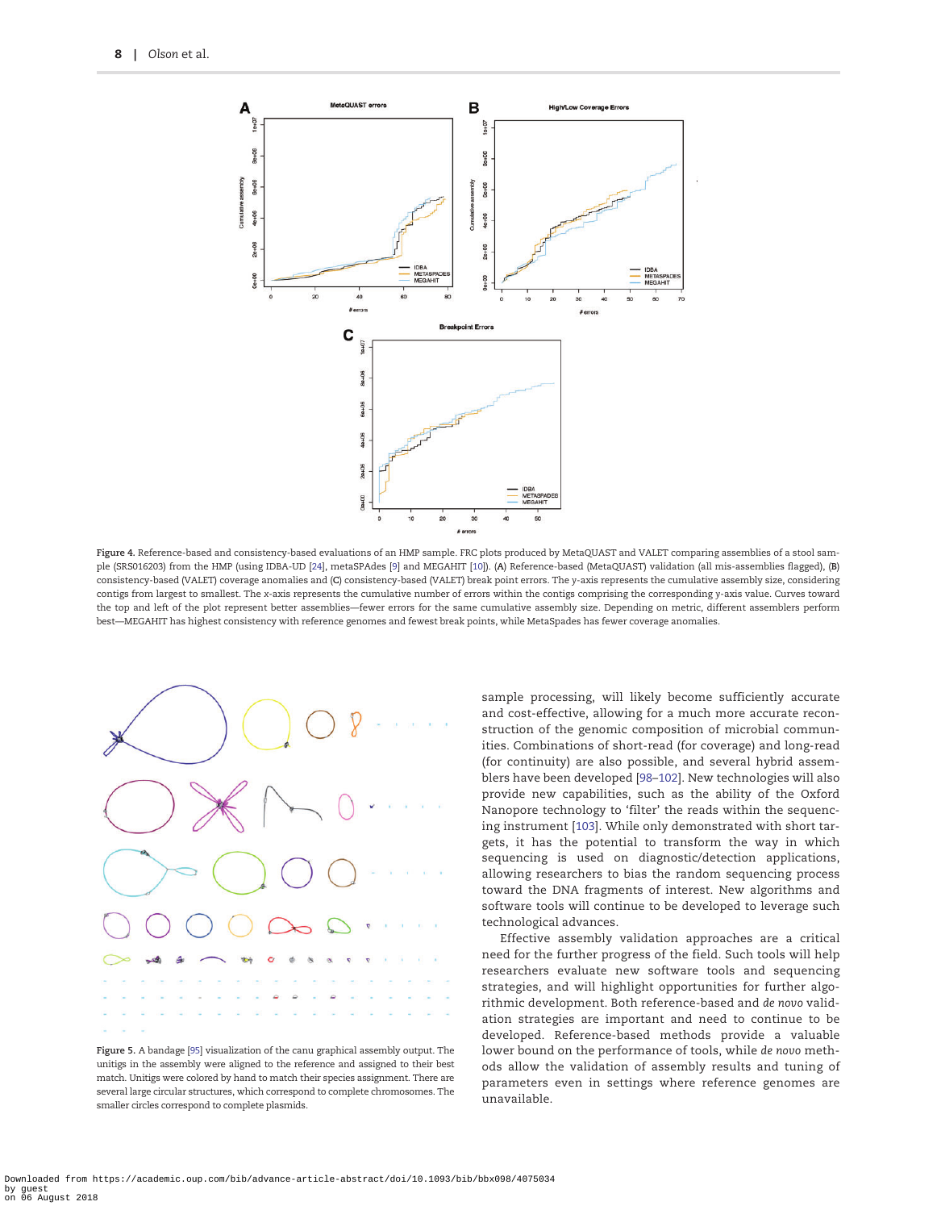**Figure 4.** Reference-based and consistency-based evaluations of an HMP sample. FRC plots produced by MetaQUAST and VALET comparing assemblies of a stool sample (SRS016203) from the HMP (using IDBA-UD [24], metaSPAdes [9] and MEGAHIT [10]). (**A**) Reference-based (MetaQUAST) validation (all mis-assemblies flagged), (**B**) consistency-based (VALET) coverage anomalies and (**C**) consistency-based (VALET) break point errors. The y-axis represents the cumulative assembly size, considering contigs from largest to smallest. The x-axis represents the cumulative number of errors within the contigs comprising the corresponding y-axis value. Curves toward the top and left of the plot represent better assemblies—fewer errors for the same cumulative assembly size. Depending on metric, different assemblers perform best—MEGAHIT has highest consistency with reference genomes and fewest break points, while MetaSpades has fewer coverage anomalies.

**Figure 5.** A bandage [95] visualization of the canu graphical assembly output. The unitigs in the assembly were aligned to the reference and assigned to their best match. Unitigs were colored by hand to match their species assignment. There are several large circular structures, which correspond to complete chromosomes. The smaller circles correspond to complete plasmids.

sample processing, will likely become sufficiently accurate and cost-effective, allowing for a much more accurate reconstruction of the genomic composition of microbial communities. Combinations of short-read (for coverage) and long-read (for continuity) are also possible, and several hybrid assemblers have been developed [98–102]. New technologies will also provide new capabilities, such as the ability of the Oxford Nanopore technology to 'filter' the reads within the sequencing instrument [103]. While only demonstrated with short targets, it has the potential to transform the way in which sequencing is used on diagnostic/detection applications, allowing researchers to bias the random sequencing process toward the DNA fragments of interest. New algorithms and software tools will continue to be developed to leverage such technological advances.

Effective assembly validation approaches are a critical need for the further progress of the field. Such tools will help researchers evaluate new software tools and sequencing strategies, and will highlight opportunities for further algorithmic development. Both reference-based and *de novo* validation strategies are important and need to continue to be developed. Reference-based methods provide a valuable lower bound on the performance of tools, while *de novo* methods allow the validation of assembly results and tuning of parameters even in settings where reference genomes are unavailable.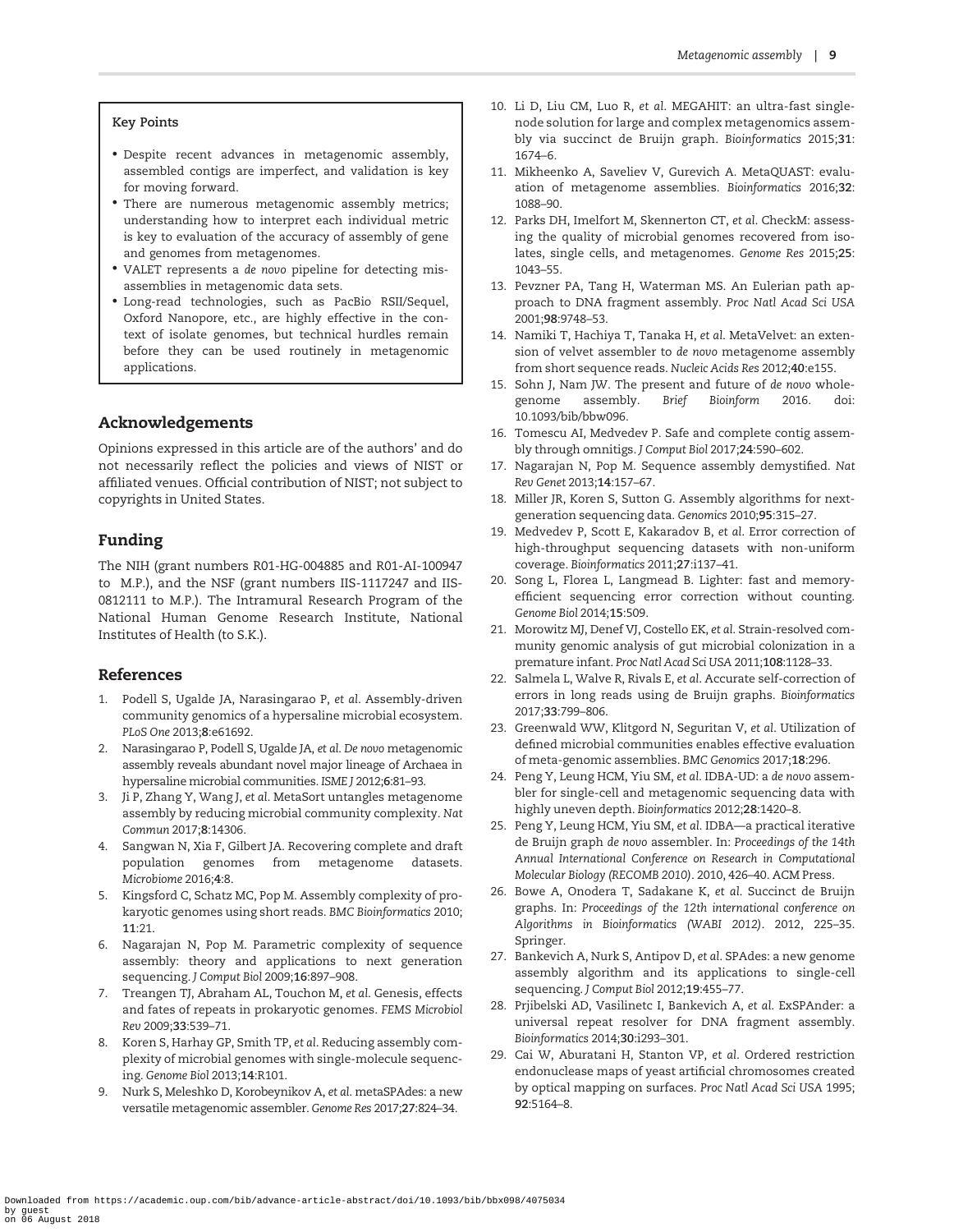### Key Points

- Despite recent advances in metagenomic assembly, assembled contigs are imperfect, and validation is key for moving forward.
- There are numerous metagenomic assembly metrics; understanding how to interpret each individual metric is key to evaluation of the accuracy of assembly of gene and genomes from metagenomes.
- VALET represents a *de novo* pipeline for detecting misassemblies in metagenomic data sets.
- Long-read technologies, such as PacBio RSII/Sequel, Oxford Nanopore, etc., are highly effective in the context of isolate genomes, but technical hurdles remain before they can be used routinely in metagenomic applications.

## Acknowledgements

Opinions expressed in this article are of the authors' and do not necessarily reflect the policies and views of NIST or affiliated venues. Official contribution of NIST; not subject to copyrights in United States.

## Funding

The NIH (grant numbers R01-HG-004885 and R01-AI-100947 to M.P.), and the NSF (grant numbers IIS-1117247 and IIS-0812111 to M.P.). The Intramural Research Program of the National Human Genome Research Institute, National Institutes of Health (to S.K.).

## References

1. Podell S, Ugalde JA, Narasingarao P, *et al.* Assembly-driven community genomics of a hypersaline microbial ecosystem. *PLoS One* 2013;**8**:e61692.
2. Narasingarao P, Podell S, Ugalde JA, *et al. De novo* metagenomic assembly reveals abundant novel major lineage of Archaea in hypersaline microbial communities. *ISME J* 2012;**6**:81–93.
3. Ji P, Zhang Y, Wang J, *et al.* MetaSort untangles metagenome assembly by reducing microbial community complexity. *Nat Commun* 2017;**8**:14306.
4. Sangwan N, Xia F, Gilbert JA. Recovering complete and draft population genomes from metagenome datasets. *Microbiome* 2016;**4**:8.
5. Kingsford C, Schatz MC, Pop M. Assembly complexity of prokaryotic genomes using short reads. *BMC Bioinformatics* 2010; **11**:21.
6. Nagarajan N, Pop M. Parametric complexity of sequence assembly: theory and applications to next generation sequencing. *J Comput Biol* 2009;**16**:897–908.
7. Treangen TJ, Abraham AL, Touchon M, *et al.* Genesis, effects and fates of repeats in prokaryotic genomes. *FEMS Microbiol Rev* 2009;**33**:539–71.
8. Koren S, Harhay GP, Smith TP, *et al.* Reducing assembly complexity of microbial genomes with single-molecule sequencing. *Genome Biol* 2013;**14**:R101.
9. Nurk S, Meleshko D, Korobeynikov A, *et al.* metaSPAdes: a new versatile metagenomic assembler. *Genome Res* 2017;**27**:824–34.
10. Li D, Liu CM, Luo R, *et al.* MEGAHIT: an ultra-fast single-node solution for large and complex metagenomics assembly via succinct de Bruijn graph. *Bioinformatics* 2015;**31**: 1674–6.
11. Mikheenko A, Saveliev V, Gurevich A. MetaQUAST: evaluation of metagenome assemblies. *Bioinformatics* 2016;**32**: 1088–90.
12. Parks DH, Imelfort M, Skennerton CT, *et al.* CheckM: assessing the quality of microbial genomes recovered from isolates, single cells, and metagenomes. *Genome Res* 2015;**25**: 1043–55.
13. Pevzner PA, Tang H, Waterman MS. An Eulerian path approach to DNA fragment assembly. *Proc Natl Acad Sci USA* 2001;**98**:9748–53.
14. Namiki T, Hachiya T, Tanaka H, *et al.* MetaVelvet: an extension of velvet assembler to *de novo* metagenome assembly from short sequence reads. *Nucleic Acids Res* 2012;**40**:e155.
15. Sohn J, Nam JW. The present and future of *de novo* whole-genome assembly. *Brief Bioinform* 2016. doi: 10.1093/bib/bbw096.
16. Tomescu AI, Medvedev P. Safe and complete contig assembly through omnitigs. *J Comput Biol* 2017;**24**:590–602.
17. Nagarajan N, Pop M. Sequence assembly demystified. *Nat Rev Genet* 2013;**14**:157–67.
18. Miller JR, Koren S, Sutton G. Assembly algorithms for next-generation sequencing data. *Genomics* 2010;**95**:315–27.
19. Medvedev P, Scott E, Kakaradov B, *et al.* Error correction of high-throughput sequencing datasets with non-uniform coverage. *Bioinformatics* 2011;**27**:i137–41.
20. Song L, Florea L, Langmead B. Lighter: fast and memory-efficient sequencing error correction without counting. *Genome Biol* 2014;**15**:509.
21. Morowitz MJ, Denef VJ, Costello EK, *et al.* Strain-resolved community genomic analysis of gut microbial colonization in a premature infant. *Proc Natl Acad Sci USA* 2011;**108**:1128–33.
22. Salmela L, Walve R, Rivals E, *et al.* Accurate self-correction of errors in long reads using de Bruijn graphs. *Bioinformatics* 2017;**33**:799–806.
23. Greenwald WW, Klitgord N, Seguritan V, *et al.* Utilization of defined microbial communities enables effective evaluation of meta-genomic assemblies. *BMC Genomics* 2017;**18**:296.
24. Peng Y, Leung HCM, Yiu SM, *et al.* IDBA-UD: a *de novo* assembler for single-cell and metagenomic sequencing data with highly uneven depth. *Bioinformatics* 2012;**28**:1420–8.
25. Peng Y, Leung HCM, Yiu SM, *et al.* IDBA—a practical iterative de Bruijn graph *de novo* assembler. In: *Proceedings of the 14th Annual International Conference on Research in Computational Molecular Biology (RECOMB 2010)*. 2010, 426–40. ACM Press.
26. Bowe A, Onodera T, Sadakane K, *et al.* Succinct de Bruijn graphs. In: *Proceedings of the 12th international conference on Algorithms in Bioinformatics (WABI 2012)*. 2012, 225–35. Springer.
27. Bankevich A, Nurk S, Antipov D, *et al.* SPAdes: a new genome assembly algorithm and its applications to single-cell sequencing. *J Comput Biol* 2012;**19**:455–77.
28. Prjibelski AD, Vasilinetc I, Bankevich A, *et al.* ExSPAnder: a universal repeat resolver for DNA fragment assembly. *Bioinformatics* 2014;**30**:i293–301.
29. Cai W, Aburatani H, Stanton VP, *et al.* Ordered restriction endonuclease maps of yeast artificial chromosomes created by optical mapping on surfaces. *Proc Natl Acad Sci USA* 1995; **92**:5164–8.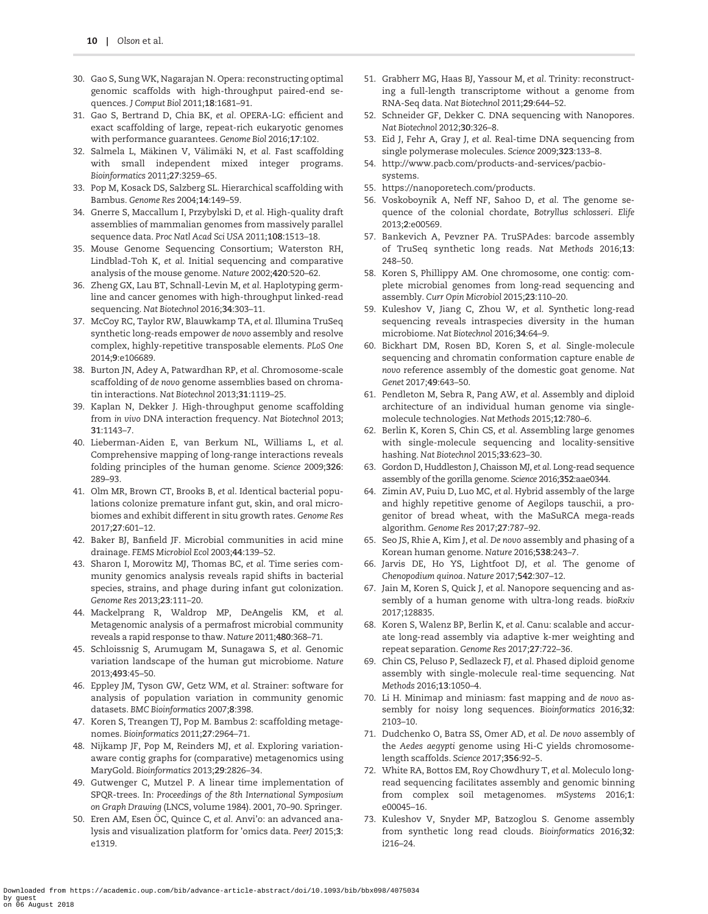30. Gao S, Sung WK, Nagarajan N. Opera: reconstructing optimal genomic scaffolds with high-throughput paired-end sequences. *J Comput Biol* 2011;**18**:1681–91.
31. Gao S, Bertrand D, Chia BK, *et al*. OPERA-LG: efficient and exact scaffolding of large, repeat-rich eukaryotic genomes with performance guarantees. *Genome Biol* 2016;**17**:102.
32. Salmela L, Mäkinen V, Välimäki N, *et al.* Fast scaffolding with small independent mixed integer programs. *Bioinformatics* 2011;**27**:3259–65.
33. Pop M, Kosack DS, Salzberg SL. Hierarchical scaffolding with Bambus. *Genome Res* 2004;**14**:149–59.
34. Gnerre S, Maccallum I, Przybylski D, *et al*. High-quality draft assemblies of mammalian genomes from massively parallel sequence data. *Proc Natl Acad Sci USA* 2011;**108**:1513–18.
35. Mouse Genome Sequencing Consortium; Waterston RH, Lindblad-Toh K, *et al.* Initial sequencing and comparative analysis of the mouse genome. *Nature* 2002;**420**:520–62.
36. Zheng GX, Lau BT, Schnall-Levin M, *et al*. Haplotyping germline and cancer genomes with high-throughput linked-read sequencing. *Nat Biotechnol* 2016;**34**:303–11.
37. McCoy RC, Taylor RW, Blauwkamp TA, *et al*. Illumina TruSeq synthetic long-reads empower *de novo* assembly and resolve complex, highly-repetitive transposable elements. *PLoS One* 2014;**9**:e106689.
38. Burton JN, Adey A, Patwardhan RP, *et al*. Chromosome-scale scaffolding of *de novo* genome assemblies based on chromatin interactions. *Nat Biotechnol* 2013;**31**:1119–25.
39. Kaplan N, Dekker J. High-throughput genome scaffolding from *in vivo* DNA interaction frequency. *Nat Biotechnol* 2013; **31**:1143–7.
40. Lieberman-Aiden E, van Berkum NL, Williams L, *et al.* Comprehensive mapping of long-range interactions reveals folding principles of the human genome. *Science* 2009;**326**: 289–93.
41. Olm MR, Brown CT, Brooks B, *et al*. Identical bacterial populations colonize premature infant gut, skin, and oral microbiomes and exhibit different in situ growth rates. *Genome Res* 2017;**27**:601–12.
42. Baker BJ, Banfield JF. Microbial communities in acid mine drainage. *FEMS Microbiol Ecol* 2003;**44**:139–52.
43. Sharon I, Morowitz MJ, Thomas BC, *et al*. Time series community genomics analysis reveals rapid shifts in bacterial species, strains, and phage during infant gut colonization. *Genome Res* 2013;**23**:111–20.
44. Mackelprang R, Waldrop MP, DeAngelis KM, *et al.* Metagenomic analysis of a permafrost microbial community reveals a rapid response to thaw. *Nature* 2011;**480**:368–71.
45. Schloissnig S, Arumugam M, Sunagawa S, *et al*. Genomic variation landscape of the human gut microbiome. *Nature* 2013;**493**:45–50.
46. Eppley JM, Tyson GW, Getz WM, *et al*. Strainer: software for analysis of population variation in community genomic datasets. *BMC Bioinformatics* 2007;**8**:398.
47. Koren S, Treangen TJ, Pop M. Bambus 2: scaffolding metagenomes. *Bioinformatics* 2011;**27**:2964–71.
48. Nijkamp JF, Pop M, Reinders MJ, *et al*. Exploring variation-aware contig graphs for (comparative) metagenomics using MaryGold. *Bioinformatics* 2013;**29**:2826–34.
49. Gutwenger C, Mutzel P. A linear time implementation of SPQR-trees. In: *Proceedings of the 8th International Symposium on Graph Drawing* (LNCS, volume 1984). 2001, 70–90. Springer.
50. Eren AM, Esen ÖC, Quince C, *et al*. Anvi'o: an advanced analysis and visualization platform for 'omics data. *PeerJ* 2015;**3**: e1319.
51. Grabherr MG, Haas BJ, Yassour M, *et al*. Trinity: reconstructing a full-length transcriptome without a genome from RNA-Seq data. *Nat Biotechnol* 2011;**29**:644–52.
52. Schneider GF, Dekker C. DNA sequencing with Nanopores. *Nat Biotechnol* 2012;**30**:326–8.
53. Eid J, Fehr A, Gray J, *et al*. Real-time DNA sequencing from single polymerase molecules. *Science* 2009;**323**:133–8.
54. http://www.pacb.com/products-and-services/pacbio-systems.
55. https://nanoporetech.com/products.
56. Voskoboynik A, Neff NF, Sahoo D, *et al*. The genome sequence of the colonial chordate, *Botryllus schlosseri*. *Elife* 2013;**2**:e00569.
57. Bankevich A, Pevzner PA. TruSPAdes: barcode assembly of TruSeq synthetic long reads. *Nat Methods* 2016;**13**: 248–50.
58. Koren S, Phillippy AM. One chromosome, one contig: complete microbial genomes from long-read sequencing and assembly. *Curr Opin Microbiol* 2015;**23**:110–20.
59. Kuleshov V, Jiang C, Zhou W, *et al*. Synthetic long-read sequencing reveals intraspecies diversity in the human microbiome. *Nat Biotechnol* 2016;**34**:64–9.
60. Bickhart DM, Rosen BD, Koren S, *et al*. Single-molecule sequencing and chromatin conformation capture enable *de novo* reference assembly of the domestic goat genome. *Nat Genet* 2017;**49**:643–50.
61. Pendleton M, Sebra R, Pang AW, *et al*. Assembly and diploid architecture of an individual human genome via single-molecule technologies. *Nat Methods* 2015;**12**:780–6.
62. Berlin K, Koren S, Chin CS, *et al*. Assembling large genomes with single-molecule sequencing and locality-sensitive hashing. *Nat Biotechnol* 2015;**33**:623–30.
63. Gordon D, Huddleston J, Chaisson MJ, *et al*. Long-read sequence assembly of the gorilla genome. *Science* 2016;**352**:aae0344.
64. Zimin AV, Puiu D, Luo MC, *et al*. Hybrid assembly of the large and highly repetitive genome of Aegilops tauschii, a progenitor of bread wheat, with the MaSuRCA mega-reads algorithm. *Genome Res* 2017;**27**:787–92.
65. Seo JS, Rhie A, Kim J, *et al*. *De novo* assembly and phasing of a Korean human genome. *Nature* 2016;**538**:243–7.
66. Jarvis DE, Ho YS, Lightfoot DJ, *et al.* The genome of *Chenopodium quinoa*. *Nature* 2017;**542**:307–12.
67. Jain M, Koren S, Quick J, *et al*. Nanopore sequencing and assembly of a human genome with ultra-long reads. *bioRxiv* 2017;128835.
68. Koren S, Walenz BP, Berlin K, *et al*. Canu: scalable and accurate long-read assembly via adaptive k-mer weighting and repeat separation. *Genome Res* 2017;**27**:722–36.
69. Chin CS, Peluso P, Sedlazeck FJ, *et al*. Phased diploid genome assembly with single-molecule real-time sequencing. *Nat Methods* 2016;**13**:1050–4.
70. Li H. Minimap and miniasm: fast mapping and *de novo* assembly for noisy long sequences. *Bioinformatics* 2016;**32**: 2103–10.
71. Dudchenko O, Batra SS, Omer AD, *et al*. *De novo* assembly of the *Aedes aegypti* genome using Hi-C yields chromosome-length scaffolds. *Science* 2017;**356**:92–5.
72. White RA, Bottos EM, Roy Chowdhury T, *et al*. Moleculo long-read sequencing facilitates assembly and genomic binning from complex soil metagenomes. *mSystems* 2016;**1**: e00045–16.
73. Kuleshov V, Snyder MP, Batzoglou S. Genome assembly from synthetic long read clouds. *Bioinformatics* 2016;**32**: i216–24.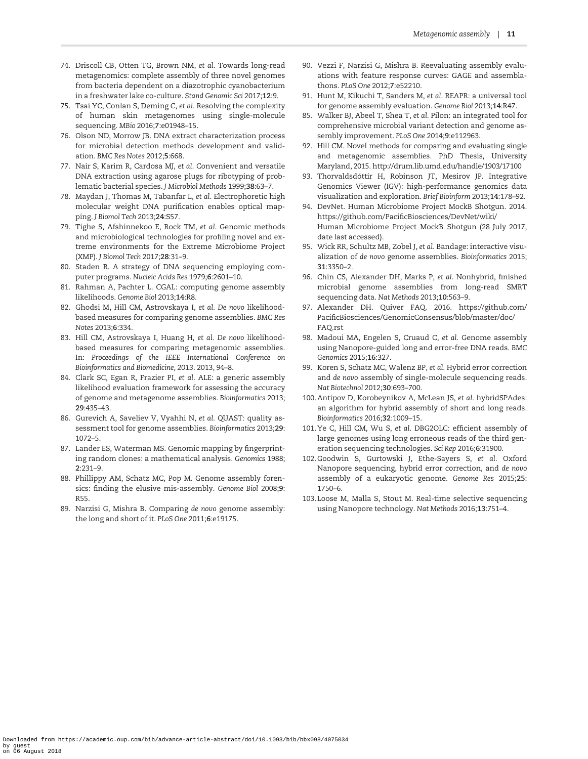74. Driscoll CB, Otten TG, Brown NM, *et al*. Towards long-read metagenomics: complete assembly of three novel genomes from bacteria dependent on a diazotrophic cyanobacterium in a freshwater lake co-culture. *Stand Genomic Sci* 2017;**12**:9.
75. Tsai YC, Conlan S, Deming C, *et al*. Resolving the complexity of human skin metagenomes using single-molecule sequencing. *MBio* 2016;**7**:e01948–15.
76. Olson ND, Morrow JB. DNA extract characterization process for microbial detection methods development and validation. *BMC Res Notes* 2012;**5**:668.
77. Nair S, Karim R, Cardosa MJ, *et al*. Convenient and versatile DNA extraction using agarose plugs for ribotyping of problematic bacterial species. *J Microbiol Methods* 1999;**38**:63–7.
78. Maydan J, Thomas M, Tabanfar L, *et al*. Electrophoretic high molecular weight DNA purification enables optical mapping. *J Biomol Tech* 2013;**24**:S57.
79. Tighe S, Afshinnekoo E, Rock TM, *et al*. Genomic methods and microbiological technologies for profiling novel and extreme environments for the Extreme Microbiome Project (XMP). *J Biomol Tech* 2017;**28**:31–9.
80. Staden R. A strategy of DNA sequencing employing computer programs. *Nucleic Acids Res* 1979;**6**:2601–10.
81. Rahman A, Pachter L. CGAL: computing genome assembly likelihoods. *Genome Biol* 2013;**14**:R8.
82. Ghodsi M, Hill CM, Astrovskaya I, *et al*. *De novo* likelihood-based measures for comparing genome assemblies. *BMC Res Notes* 2013;**6**:334.
83. Hill CM, Astrovskaya I, Huang H, *et al*. *De novo* likelihood-based measures for comparing metagenomic assemblies. In: *Proceedings of the IEEE International Conference on Bioinformatics and Biomedicine, 2013*. 2013, 94–8.
84. Clark SC, Egan R, Frazier PI, *et al*. ALE: a generic assembly likelihood evaluation framework for assessing the accuracy of genome and metagenome assemblies. *Bioinformatics* 2013; **29**:435–43.
86. Gurevich A, Saveliev V, Vyahhi N, *et al*. QUAST: quality assessment tool for genome assemblies. *Bioinformatics* 2013;**29**: 1072–5.
87. Lander ES, Waterman MS. Genomic mapping by fingerprinting random clones: a mathematical analysis. *Genomics* 1988; **2**:231–9.
88. Phillippy AM, Schatz MC, Pop M. Genome assembly forensics: finding the elusive mis-assembly. *Genome Biol* 2008;**9**: R55.
89. Narzisi G, Mishra B. Comparing *de novo* genome assembly: the long and short of it. *PLoS One* 2011;**6**:e19175.
90. Vezzi F, Narzisi G, Mishra B. Reevaluating assembly evaluations with feature response curves: GAGE and assemblathons. *PLoS One* 2012;**7**:e52210.
91. Hunt M, Kikuchi T, Sanders M, *et al*. REAPR: a universal tool for genome assembly evaluation. *Genome Biol* 2013;**14**:R47.
85. Walker BJ, Abeel T, Shea T, *et al*. Pilon: an integrated tool for comprehensive microbial variant detection and genome assembly improvement. *PLoS One* 2014;**9**:e112963.
92. Hill CM. Novel methods for comparing and evaluating single and metagenomic assemblies. PhD Thesis, University Maryland, 2015. http://drum.lib.umd.edu/handle/1903/17100
93. Thorvaldsdóttir H, Robinson JT, Mesirov JP. Integrative Genomics Viewer (IGV): high-performance genomics data visualization and exploration. *Brief Bioinform* 2013;**14**:178–92.
94. DevNet. Human Microbiome Project MockB Shotgun. 2014. https://github.com/PacificBiosciences/DevNet/wiki/Human_Microbiome_Project_MockB_Shotgun (28 July 2017, date last accessed).
95. Wick RR, Schultz MB, Zobel J, *et al*. Bandage: interactive visualization of *de novo* genome assemblies. *Bioinformatics* 2015; **31**:3350–2.
96. Chin CS, Alexander DH, Marks P, *et al*. Nonhybrid, finished microbial genome assemblies from long-read SMRT sequencing data. *Nat Methods* 2013;**10**:563–9.
97. Alexander DH. Quiver FAQ. 2016. https://github.com/PacificBiosciences/GenomicConsensus/blob/master/doc/FAQ.rst
98. Madoui MA, Engelen S, Cruaud C, *et al*. Genome assembly using Nanopore-guided long and error-free DNA reads. *BMC Genomics* 2015;**16**:327.
99. Koren S, Schatz MC, Walenz BP, *et al*. Hybrid error correction and *de novo* assembly of single-molecule sequencing reads. *Nat Biotechnol* 2012;**30**:693–700.
100. Antipov D, Korobeynikov A, McLean JS, *et al*. hybridSPAdes: an algorithm for hybrid assembly of short and long reads. *Bioinformatics* 2016;**32**:1009–15.
101. Ye C, Hill CM, Wu S, *et al*. DBG2OLC: efficient assembly of large genomes using long erroneous reads of the third generation sequencing technologies. *Sci Rep* 2016;**6**:31900.
102. Goodwin S, Gurtowski J, Ethe-Sayers S, *et al*. Oxford Nanopore sequencing, hybrid error correction, and *de novo* assembly of a eukaryotic genome. *Genome Res* 2015;**25**: 1750–6.
103. Loose M, Malla S, Stout M. Real-time selective sequencing using Nanopore technology. *Nat Methods* 2016;**13**:751–4.